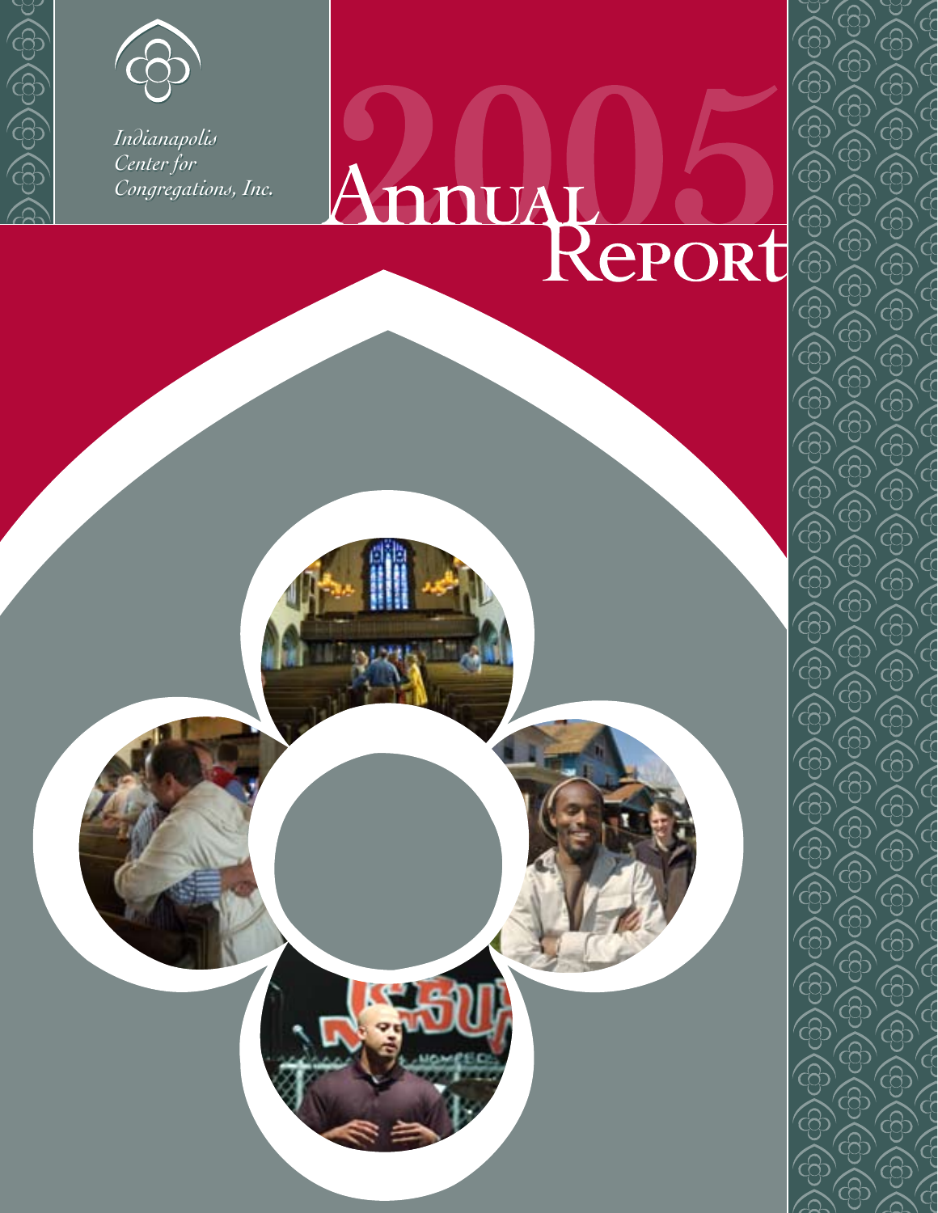*Indianapolis Center for Congregations, Inc.*

# 2005 Annual Report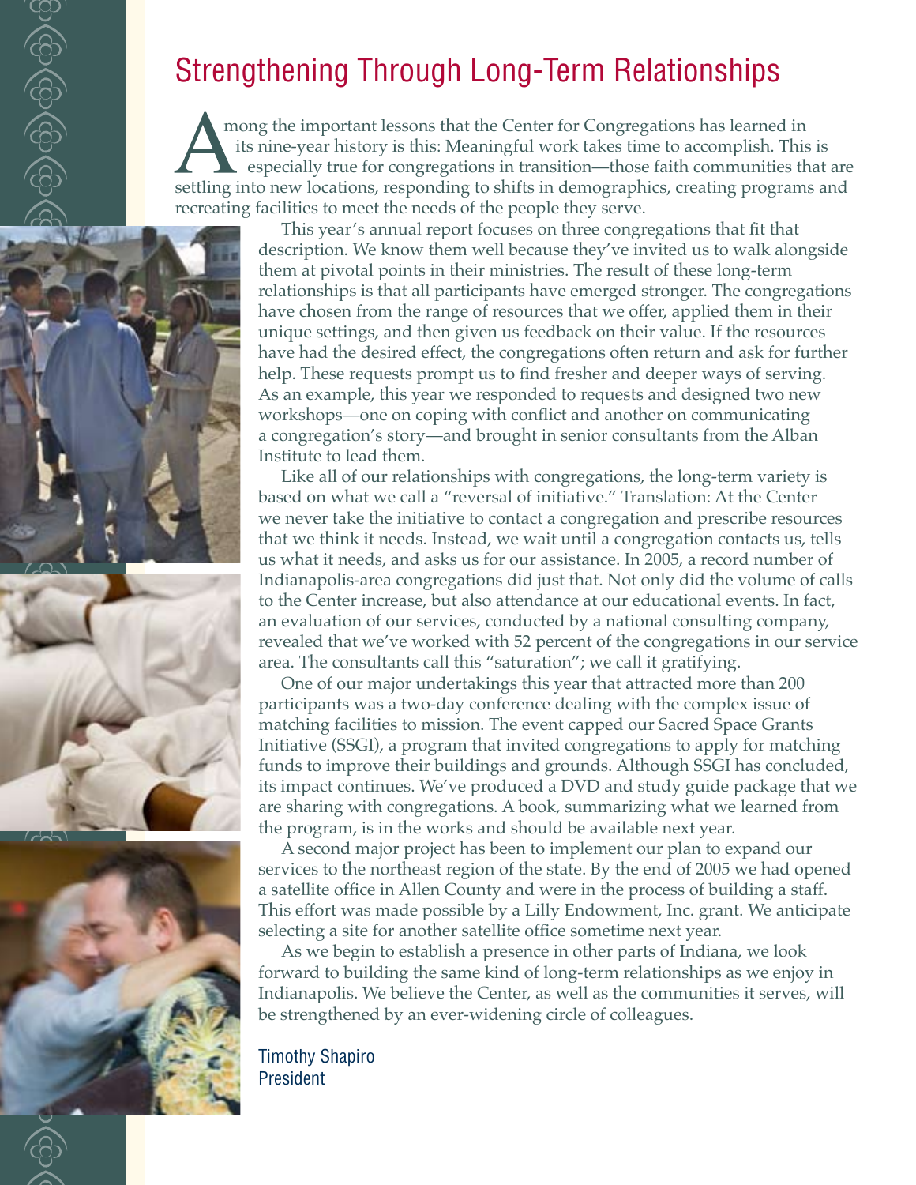# Strengthening Through Long-Term Relationships

Among the important lessons that the Center for Congregations has learned in its nine-year history is this: Meaningful work takes time to accomplish. This is especially true for congregations in transition—those faith communities that are settling into new locations, responding to shifts in demographics, creating programs and recreating facilities to meet the needs of the people they serve.

This year's annual report focuses on three congregations that fit that description. We know them well because they've invited us to walk alongside them at pivotal points in their ministries. The result of these long-term relationships is that all participants have emerged stronger. The congregations have chosen from the range of resources that we offer, applied them in their unique settings, and then given us feedback on their value. If the resources have had the desired effect, the congregations often return and ask for further help. These requests prompt us to find fresher and deeper ways of serving. As an example, this year we responded to requests and designed two new workshops—one on coping with conflict and another on communicating a congregation's story—and brought in senior consultants from the Alban Institute to lead them.

Like all of our relationships with congregations, the long-term variety is based on what we call a "reversal of initiative." Translation: At the Center we never take the initiative to contact a congregation and prescribe resources that we think it needs. Instead, we wait until a congregation contacts us, tells us what it needs, and asks us for our assistance. In 2005, a record number of Indianapolis-area congregations did just that. Not only did the volume of calls to the Center increase, but also attendance at our educational events. In fact, an evaluation of our services, conducted by a national consulting company, revealed that we've worked with 52 percent of the congregations in our service area. The consultants call this "saturation"; we call it gratifying.

One of our major undertakings this year that attracted more than 200 participants was a two-day conference dealing with the complex issue of matching facilities to mission. The event capped our Sacred Space Grants Initiative (SSGI), a program that invited congregations to apply for matching funds to improve their buildings and grounds. Although SSGI has concluded, its impact continues. We've produced a DVD and study guide package that we are sharing with congregations. A book, summarizing what we learned from the program, is in the works and should be available next year.

A second major project has been to implement our plan to expand our services to the northeast region of the state. By the end of 2005 we had opened a satellite office in Allen County and were in the process of building a staff. This effort was made possible by a Lilly Endowment, Inc. grant. We anticipate selecting a site for another satellite office sometime next year.

As we begin to establish a presence in other parts of Indiana, we look forward to building the same kind of long-term relationships as we enjoy in Indianapolis. We believe the Center, as well as the communities it serves, will be strengthened by an ever-widening circle of colleagues.

Timothy Shapiro
President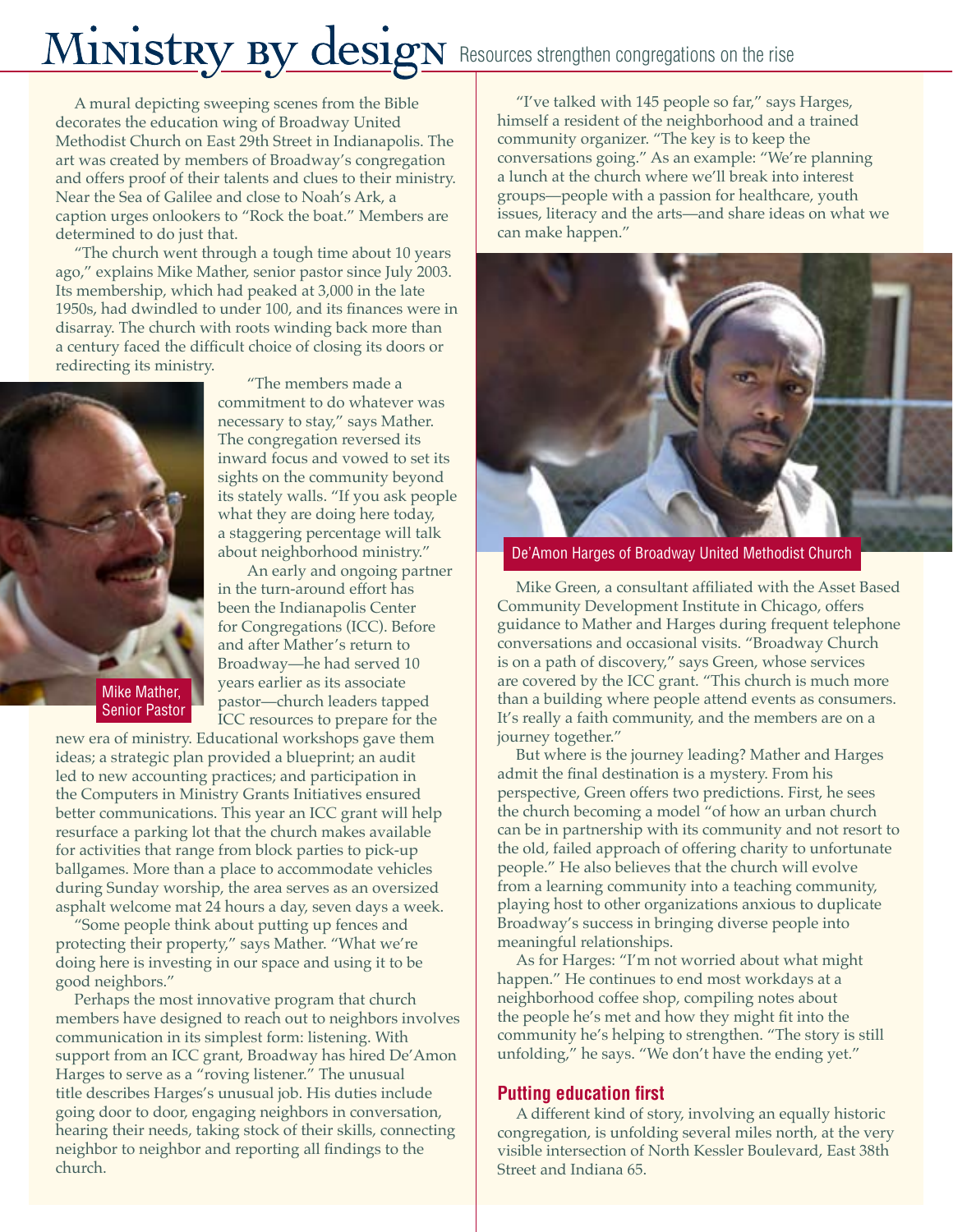# Ministry by design

Resources strengthen congregations on the rise

A mural depicting sweeping scenes from the Bible decorates the education wing of Broadway United Methodist Church on East 29th Street in Indianapolis. The art was created by members of Broadway's congregation and offers proof of their talents and clues to their ministry. Near the Sea of Galilee and close to Noah's Ark, a caption urges onlookers to "Rock the boat." Members are determined to do just that.

"The church went through a tough time about 10 years ago," explains Mike Mather, senior pastor since July 2003. Its membership, which had peaked at 3,000 in the late 1950s, had dwindled to under 100, and its finances were in disarray. The church with roots winding back more than a century faced the difficult choice of closing its doors or redirecting its ministry.

Mike Mather, Senior Pastor

"The members made a commitment to do whatever was necessary to stay," says Mather. The congregation reversed its inward focus and vowed to set its sights on the community beyond its stately walls. "If you ask people what they are doing here today, a staggering percentage will talk about neighborhood ministry."

An early and ongoing partner in the turn-around effort has been the Indianapolis Center for Congregations (ICC). Before and after Mather's return to Broadway—he had served 10 years earlier as its associate pastor—church leaders tapped ICC resources to prepare for the new era of ministry. Educational workshops gave them ideas; a strategic plan provided a blueprint; an audit led to new accounting practices; and participation in the Computers in Ministry Grants Initiatives ensured better communications. This year an ICC grant will help resurface a parking lot that the church makes available for activities that range from block parties to pick-up ballgames. More than a place to accommodate vehicles during Sunday worship, the area serves as an oversized asphalt welcome mat 24 hours a day, seven days a week.

"Some people think about putting up fences and protecting their property," says Mather. "What we're doing here is investing in our space and using it to be good neighbors."

Perhaps the most innovative program that church members have designed to reach out to neighbors involves communication in its simplest form: listening. With support from an ICC grant, Broadway has hired De'Amon Harges to serve as a "roving listener." The unusual title describes Harges's unusual job. His duties include going door to door, engaging neighbors in conversation, hearing their needs, taking stock of their skills, connecting neighbor to neighbor and reporting all findings to the church.

"I've talked with 145 people so far," says Harges, himself a resident of the neighborhood and a trained community organizer. "The key is to keep the conversations going." As an example: "We're planning a lunch at the church where we'll break into interest groups—people with a passion for healthcare, youth issues, literacy and the arts—and share ideas on what we can make happen."

De'Amon Harges of Broadway United Methodist Church

Mike Green, a consultant affiliated with the Asset Based Community Development Institute in Chicago, offers guidance to Mather and Harges during frequent telephone conversations and occasional visits. "Broadway Church is on a path of discovery," says Green, whose services are covered by the ICC grant. "This church is much more than a building where people attend events as consumers. It's really a faith community, and the members are on a journey together."

But where is the journey leading? Mather and Harges admit the final destination is a mystery. From his perspective, Green offers two predictions. First, he sees the church becoming a model "of how an urban church can be in partnership with its community and not resort to the old, failed approach of offering charity to unfortunate people." He also believes that the church will evolve from a learning community into a teaching community, playing host to other organizations anxious to duplicate Broadway's success in bringing diverse people into meaningful relationships.

As for Harges: "I'm not worried about what might happen." He continues to end most workdays at a neighborhood coffee shop, compiling notes about the people he's met and how they might fit into the community he's helping to strengthen. "The story is still unfolding," he says. "We don't have the ending yet."

### Putting education first

A different kind of story, involving an equally historic congregation, is unfolding several miles north, at the very visible intersection of North Kessler Boulevard, East 38th Street and Indiana 65.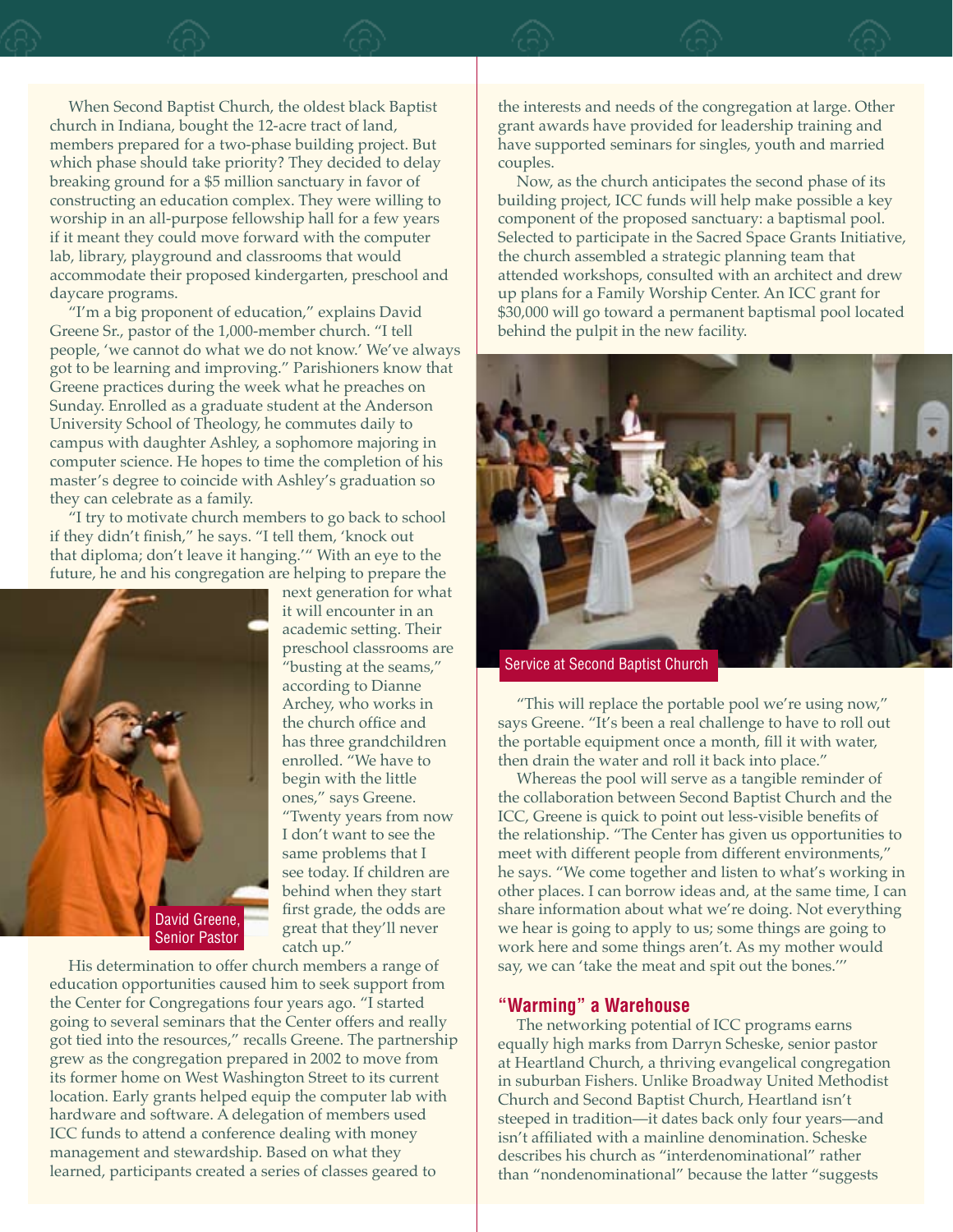When Second Baptist Church, the oldest black Baptist church in Indiana, bought the 12-acre tract of land, members prepared for a two-phase building project. But which phase should take priority? They decided to delay breaking ground for a $5 million sanctuary in favor of constructing an education complex. They were willing to worship in an all-purpose fellowship hall for a few years if it meant they could move forward with the computer lab, library, playground and classrooms that would accommodate their proposed kindergarten, preschool and daycare programs.

"I'm a big proponent of education," explains David Greene Sr., pastor of the 1,000-member church. "I tell people, 'we cannot do what we do not know.' We've always got to be learning and improving." Parishioners know that Greene practices during the week what he preaches on Sunday. Enrolled as a graduate student at the Anderson University School of Theology, he commutes daily to campus with daughter Ashley, a sophomore majoring in computer science. He hopes to time the completion of his master's degree to coincide with Ashley's graduation so they can celebrate as a family.

"I try to motivate church members to go back to school if they didn't finish," he says. "I tell them, 'knock out that diploma; don't leave it hanging.'" With an eye to the future, he and his congregation are helping to prepare the next generation for what it will encounter in an academic setting. Their preschool classrooms are "busting at the seams," according to Dianne Archey, who works in the church office and has three grandchildren enrolled. "We have to begin with the little ones," says Greene. "Twenty years from now I don't want to see the same problems that I see today. If children are behind when they start first grade, the odds are great that they'll never catch up."

David Greene, Senior Pastor

His determination to offer church members a range of education opportunities caused him to seek support from the Center for Congregations four years ago. "I started going to several seminars that the Center offers and really got tied into the resources," recalls Greene. The partnership grew as the congregation prepared in 2002 to move from its former home on West Washington Street to its current location. Early grants helped equip the computer lab with hardware and software. A delegation of members used ICC funds to attend a conference dealing with money management and stewardship. Based on what they learned, participants created a series of classes geared to the interests and needs of the congregation at large. Other grant awards have provided for leadership training and have supported seminars for singles, youth and married couples.

Now, as the church anticipates the second phase of its building project, ICC funds will help make possible a key component of the proposed sanctuary: a baptismal pool. Selected to participate in the Sacred Space Grants Initiative, the church assembled a strategic planning team that attended workshops, consulted with an architect and drew up plans for a Family Worship Center. An ICC grant for $30,000 will go toward a permanent baptismal pool located behind the pulpit in the new facility.

Service at Second Baptist Church

"This will replace the portable pool we're using now," says Greene. "It's been a real challenge to have to roll out the portable equipment once a month, fill it with water, then drain the water and roll it back into place."

Whereas the pool will serve as a tangible reminder of the collaboration between Second Baptist Church and the ICC, Greene is quick to point out less-visible benefits of the relationship. "The Center has given us opportunities to meet with different people from different environments," he says. "We come together and listen to what's working in other places. I can borrow ideas and, at the same time, I can share information about what we're doing. Not everything we hear is going to apply to us; some things are going to work here and some things aren't. As my mother would say, we can 'take the meat and spit out the bones.'"

## "Warming" a Warehouse

The networking potential of ICC programs earns equally high marks from Darryn Scheske, senior pastor at Heartland Church, a thriving evangelical congregation in suburban Fishers. Unlike Broadway United Methodist Church and Second Baptist Church, Heartland isn't steeped in tradition—it dates back only four years—and isn't affiliated with a mainline denomination. Scheske describes his church as "interdenominational" rather than "nondenominational" because the latter "suggests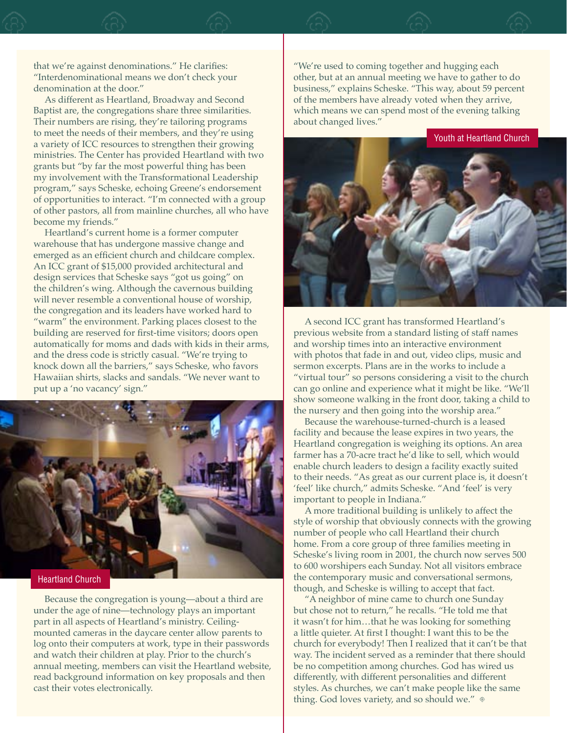that we're against denominations." He clarifies: "Interdenominational means we don't check your denomination at the door."

As different as Heartland, Broadway and Second Baptist are, the congregations share three similarities. Their numbers are rising, they're tailoring programs to meet the needs of their members, and they're using a variety of ICC resources to strengthen their growing ministries. The Center has provided Heartland with two grants but "by far the most powerful thing has been my involvement with the Transformational Leadership program," says Scheske, echoing Greene's endorsement of opportunities to interact. "I'm connected with a group of other pastors, all from mainline churches, all who have become my friends."

Heartland's current home is a former computer warehouse that has undergone massive change and emerged as an efficient church and childcare complex. An ICC grant of $15,000 provided architectural and design services that Scheske says "got us going" on the children's wing. Although the cavernous building will never resemble a conventional house of worship, the congregation and its leaders have worked hard to "warm" the environment. Parking places closest to the building are reserved for first-time visitors; doors open automatically for moms and dads with kids in their arms, and the dress code is strictly casual. "We're trying to knock down all the barriers," says Scheske, who favors Hawaiian shirts, slacks and sandals. "We never want to put up a 'no vacancy' sign."

Heartland Church

Because the congregation is young—about a third are under the age of nine—technology plays an important part in all aspects of Heartland's ministry. Ceiling-mounted cameras in the daycare center allow parents to log onto their computers at work, type in their passwords and watch their children at play. Prior to the church's annual meeting, members can visit the Heartland website, read background information on key proposals and then cast their votes electronically.

"We're used to coming together and hugging each other, but at an annual meeting we have to gather to do business," explains Scheske. "This way, about 59 percent of the members have already voted when they arrive, which means we can spend most of the evening talking about changed lives."

Youth at Heartland Church

A second ICC grant has transformed Heartland's previous website from a standard listing of staff names and worship times into an interactive environment with photos that fade in and out, video clips, music and sermon excerpts. Plans are in the works to include a "virtual tour" so persons considering a visit to the church can go online and experience what it might be like. "We'll show someone walking in the front door, taking a child to the nursery and then going into the worship area."

Because the warehouse-turned-church is a leased facility and because the lease expires in two years, the Heartland congregation is weighing its options. An area farmer has a 70-acre tract he'd like to sell, which would enable church leaders to design a facility exactly suited to their needs. "As great as our current place is, it doesn't 'feel' like church," admits Scheske. "And 'feel' is very important to people in Indiana."

A more traditional building is unlikely to affect the style of worship that obviously connects with the growing number of people who call Heartland their church home. From a core group of three families meeting in Scheske's living room in 2001, the church now serves 500 to 600 worshipers each Sunday. Not all visitors embrace the contemporary music and conversational sermons, though, and Scheske is willing to accept that fact.

"A neighbor of mine came to church one Sunday but chose not to return," he recalls. "He told me that it wasn't for him…that he was looking for something a little quieter. At first I thought: I want this to be the church for everybody! Then I realized that it can't be that way. The incident served as a reminder that there should be no competition among churches. God has wired us differently, with different personalities and different styles. As churches, we can't make people like the same thing. God loves variety, and so should we."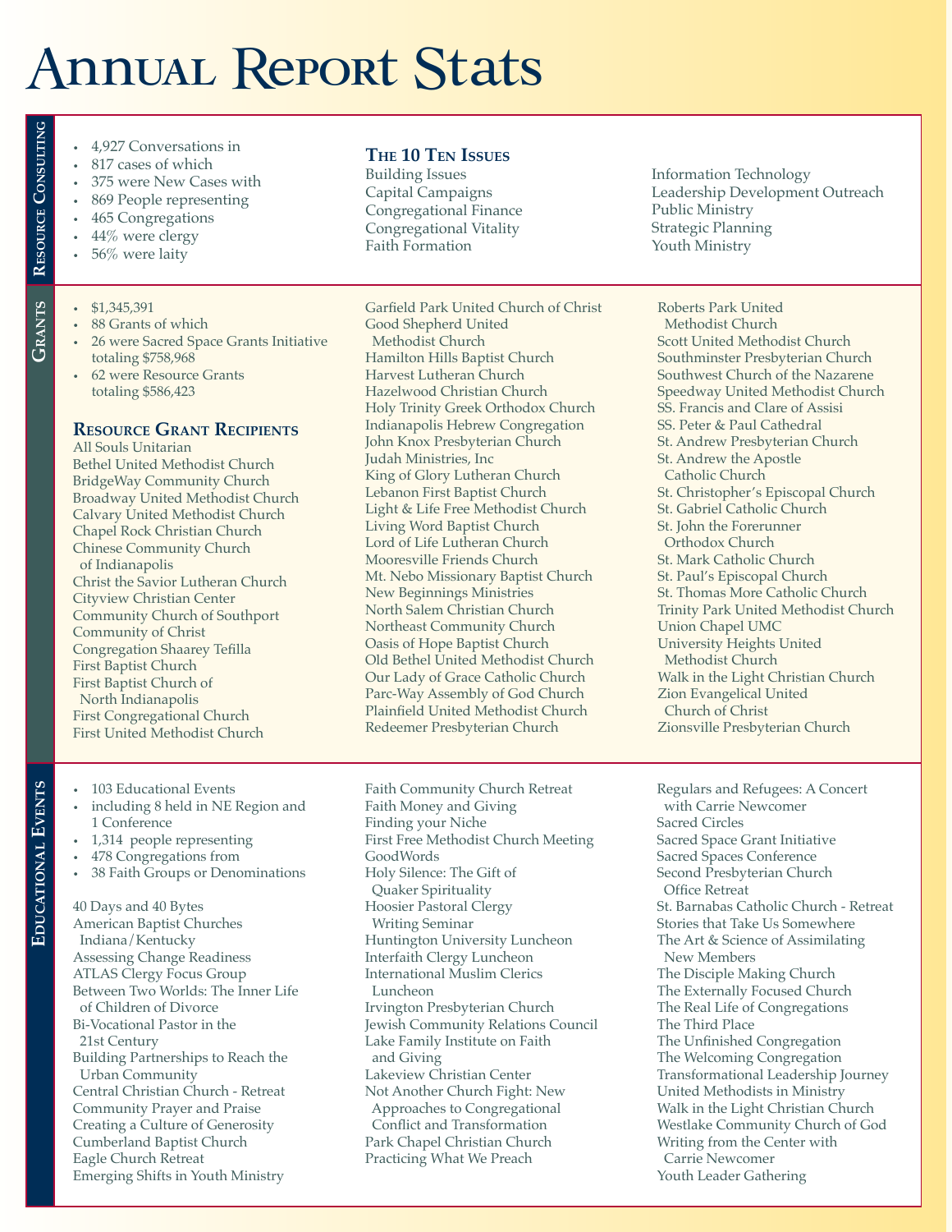# Annual Report Stats

## Resource Consulting

- 4,927 Conversations in
- 817 cases of which
- 375 were New Cases with
- 869 People representing
- 465 Congregations
- 44% were clergy
- 56% were laity

### The 10 Ten Issues

Building Issues
Capital Campaigns
Congregational Finance
Congregational Vitality
Faith Formation
Information Technology
Leadership Development Outreach
Public Ministry
Strategic Planning
Youth Ministry

## Grants

- $1,345,391
- 88 Grants of which
- 26 were Sacred Space Grants Initiative totaling $758,968
- 62 were Resource Grants totaling $586,423

### Resource Grant Recipients

All Souls Unitarian
Bethel United Methodist Church
BridgeWay Community Church
Broadway United Methodist Church
Calvary United Methodist Church
Chapel Rock Christian Church
Chinese Community Church of Indianapolis
Christ the Savior Lutheran Church
Cityview Christian Center
Community Church of Southport
Community of Christ
Congregation Shaarey Tefilla
First Baptist Church
First Baptist Church of North Indianapolis
First Congregational Church
First United Methodist Church
Garfield Park United Church of Christ
Good Shepherd United Methodist Church
Hamilton Hills Baptist Church
Harvest Lutheran Church
Hazelwood Christian Church
Holy Trinity Greek Orthodox Church
Indianapolis Hebrew Congregation
John Knox Presbyterian Church
Judah Ministries, Inc
King of Glory Lutheran Church
Lebanon First Baptist Church
Light & Life Free Methodist Church
Living Word Baptist Church
Lord of Life Lutheran Church
Mooresville Friends Church
Mt. Nebo Missionary Baptist Church
New Beginnings Ministries
North Salem Christian Church
Northeast Community Church
Oasis of Hope Baptist Church
Old Bethel United Methodist Church
Our Lady of Grace Catholic Church
Parc-Way Assembly of God Church
Plainfield United Methodist Church
Redeemer Presbyterian Church
Roberts Park United Methodist Church
Scott United Methodist Church
Southminster Presbyterian Church
Southwest Church of the Nazarene
Speedway United Methodist Church
SS. Francis and Clare of Assisi
SS. Peter & Paul Cathedral
St. Andrew Presbyterian Church
St. Andrew the Apostle Catholic Church
St. Christopher's Episcopal Church
St. Gabriel Catholic Church
St. John the Forerunner Orthodox Church
St. Mark Catholic Church
St. Paul's Episcopal Church
St. Thomas More Catholic Church
Trinity Park United Methodist Church
Union Chapel UMC
University Heights United Methodist Church
Walk in the Light Christian Church
Zion Evangelical United Church of Christ
Zionsville Presbyterian Church

## Educational Events

- 103 Educational Events
- including 8 held in NE Region and 1 Conference
- 1,314 people representing
- 478 Congregations from
- 38 Faith Groups or Denominations

40 Days and 40 Bytes
American Baptist Churches Indiana/Kentucky
Assessing Change Readiness
ATLAS Clergy Focus Group
Between Two Worlds: The Inner Life of Children of Divorce
Bi-Vocational Pastor in the 21st Century
Building Partnerships to Reach the Urban Community
Central Christian Church - Retreat
Community Prayer and Praise
Creating a Culture of Generosity
Cumberland Baptist Church
Eagle Church Retreat
Emerging Shifts in Youth Ministry
Faith Community Church Retreat
Faith Money and Giving
Finding your Niche
First Free Methodist Church Meeting
GoodWords
Holy Silence: The Gift of Quaker Spirituality
Hoosier Pastoral Clergy Writing Seminar
Huntington University Luncheon
Interfaith Clergy Luncheon
International Muslim Clerics Luncheon
Irvington Presbyterian Church
Jewish Community Relations Council
Lake Family Institute on Faith and Giving
Lakeview Christian Center
Not Another Church Fight: New Approaches to Congregational Conflict and Transformation
Park Chapel Christian Church
Practicing What We Preach
Regulars and Refugees: A Concert with Carrie Newcomer
Sacred Circles
Sacred Space Grant Initiative
Sacred Spaces Conference
Second Presbyterian Church Office Retreat
St. Barnabas Catholic Church - Retreat
Stories that Take Us Somewhere
The Art & Science of Assimilating New Members
The Disciple Making Church
The Externally Focused Church
The Real Life of Congregations
The Third Place
The Unfinished Congregation
The Welcoming Congregation
Transformational Leadership Journey
United Methodists in Ministry
Walk in the Light Christian Church
Westlake Community Church of God
Writing from the Center with Carrie Newcomer
Youth Leader Gathering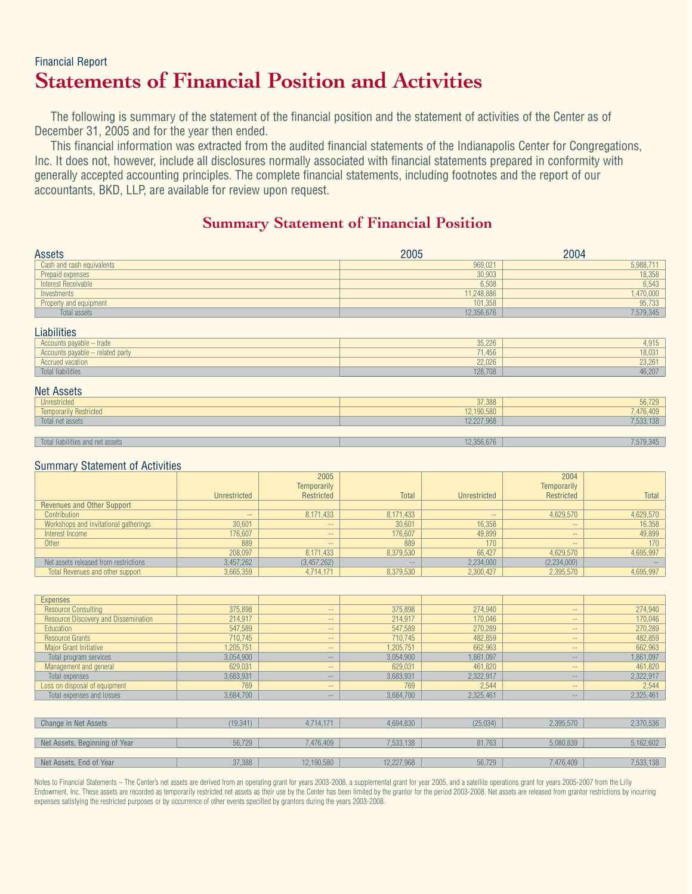Financial Report

# Statements of Financial Position and Activities

The following is summary of the statement of the financial position and the statement of activities of the Center as of December 31, 2005 and for the year then ended.

This financial information was extracted from the audited financial statements of the Indianapolis Center for Congregations, Inc. It does not, however, include all disclosures normally associated with financial statements prepared in conformity with generally accepted accounting principles. The complete financial statements, including footnotes and the report of our accountants, BKD, LLP, are available for review upon request.

## Summary Statement of Financial Position

| Assets | 2005 | 2004 |
|---|---|---|
| Cash and cash equivalents | 969,021 | 5,988,711 |
| Prepaid expenses | 30,903 | 18,358 |
| Interest Receivable | 6,508 | 6,543 |
| Investments | 11,248,886 | 1,470,000 |
| Property and equipment | 101,358 | 95,733 |
| Total assets | 12,356,676 | 7,579,345 |

| Liabilities | | |
|---|---|---|
| Accounts payable – trade | 35,226 | 4,915 |
| Accounts payable – related party | 71,456 | 18,031 |
| Accrued vacation | 22,026 | 23,261 |
| Total liabilities | 128,708 | 46,207 |

| Net Assets | | |
|---|---|---|
| Unrestricted | 37,388 | 56,729 |
| Temporarily Restricted | 12,190,580 | 7,476,409 |
| Total net assets | 12,227,968 | 7,533,138 |
| Total liabilities and net assets | 12,356,676 | 7,579,345 |

### Summary Statement of Activities

| | 2005 | | | 2004 | | |
|---|---|---|---|---|---|---|
| | Unrestricted | Temporarily Restricted | Total | Unrestricted | Temporarily Restricted | Total |
| Revenues and Other Support | | | | | | |
| Contribution | -- | 8,171,433 | 8,171,433 | -- | 4,629,570 | 4,629,570 |
| Workshops and invitational gatherings | 30,601 | -- | 30,601 | 16,358 | -- | 16.358 |
| Interest Income | 176,607 | -- | 176,607 | 49,899 | -- | 49,899 |
| Other | 889 | -- | 889 | 170 | -- | 170 |
| | 208,097 | 8,171,433 | 8,379,530 | 66,427 | 4,629,570 | 4,695,997 |
| Net assets released from restrictions | 3,457,262 | (3,457,262) | -- | 2,234,000 | (2,234,000) | -- |
| Total Revenues and other support | 3,665,359 | 4,714,171 | 8,379,530 | 2,300,427 | 2,395,570 | 4,695,997 |
| Expenses | | | | | | |
| Resource Consulting | 375,898 | -- | 375,898 | 274,940 | -- | 274,940 |
| Resource Discovery and Dissemination | 214,917 | -- | 214,917 | 170,046 | -- | 170,046 |
| Education | 547,589 | -- | 547,589 | 270,289 | -- | 270,289 |
| Resource Grants | 710,745 | -- | 710,745 | 482,859 | -- | 482,859 |
| Major Grant Initiative | 1,205,751 | -- | 1,205,751 | 662,963 | -- | 662,963 |
| Total program services | 3,054,900 | -- | 3,054,900 | 1,861,097 | -- | 1,861,097 |
| Management and general | 629,031 | -- | 629,031 | 461,820 | -- | 461,820 |
| Total expenses | 3,683,931 | -- | 3,683,931 | 2,322,917 | -- | 2,322,917 |
| Loss on disposal of equipment | 769 | -- | 769 | 2,544 | -- | 2,544 |
| Total expenses and losses | 3,684,700 | -- | 3,684,700 | 2,325,461 | -- | 2,325,461 |
| Change in Net Assets | (19,341) | 4,714,171 | 4,694,830 | (25,034) | 2,395,570 | 2,370,536 |
| Net Assets, Beginning of Year | 56,729 | 7,476,409 | 7,533,138 | 81,763 | 5,080,839 | 5,162,602 |
| Net Assets, End of Year | 37,388 | 12,190,580 | 12,227,968 | 56,729 | 7,476,409 | 7,533,138 |

Notes to Financial Statements – The Center's net assets are derived from an operating grant for years 2003-2008, a supplemental grant for year 2005, and a satellite operations grant for years 2005-2007 from the Lilly Endowment, Inc. These assets are recorded as temporarily restricted net assets as their use by the Center has been limited by the grantor for the period 2003-2008. Net assets are released from grantor restrictions by incurring expenses satisfying the restricted purposes or by occurrence of other events specified by grantors during the years 2003-2008.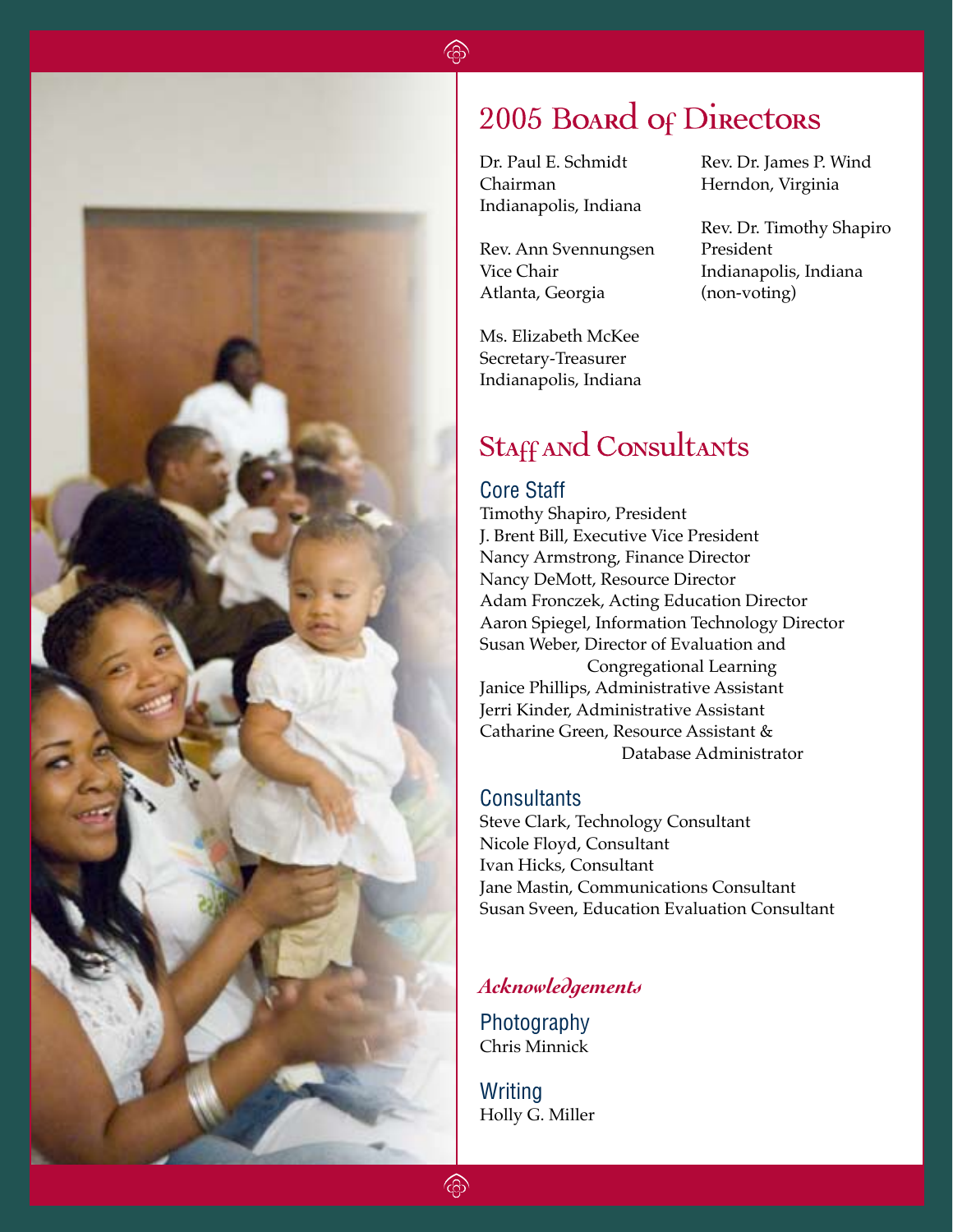## 2005 Board of Directors

Dr. Paul E. Schmidt
Chairman
Indianapolis, Indiana

Rev. Ann Svennungsen
Vice Chair
Atlanta, Georgia

Ms. Elizabeth McKee
Secretary-Treasurer
Indianapolis, Indiana

Rev. Dr. James P. Wind
Herndon, Virginia

Rev. Dr. Timothy Shapiro
President
Indianapolis, Indiana
(non-voting)

## Staff and Consultants

### Core Staff

Timothy Shapiro, President
J. Brent Bill, Executive Vice President
Nancy Armstrong, Finance Director
Nancy DeMott, Resource Director
Adam Fronczek, Acting Education Director
Aaron Spiegel, Information Technology Director
Susan Weber, Director of Evaluation and Congregational Learning
Janice Phillips, Administrative Assistant
Jerri Kinder, Administrative Assistant
Catharine Green, Resource Assistant & Database Administrator

### Consultants

Steve Clark, Technology Consultant
Nicole Floyd, Consultant
Ivan Hicks, Consultant
Jane Mastin, Communications Consultant
Susan Sveen, Education Evaluation Consultant

## *Acknowledgements*

### Photography

Chris Minnick

### Writing

Holly G. Miller